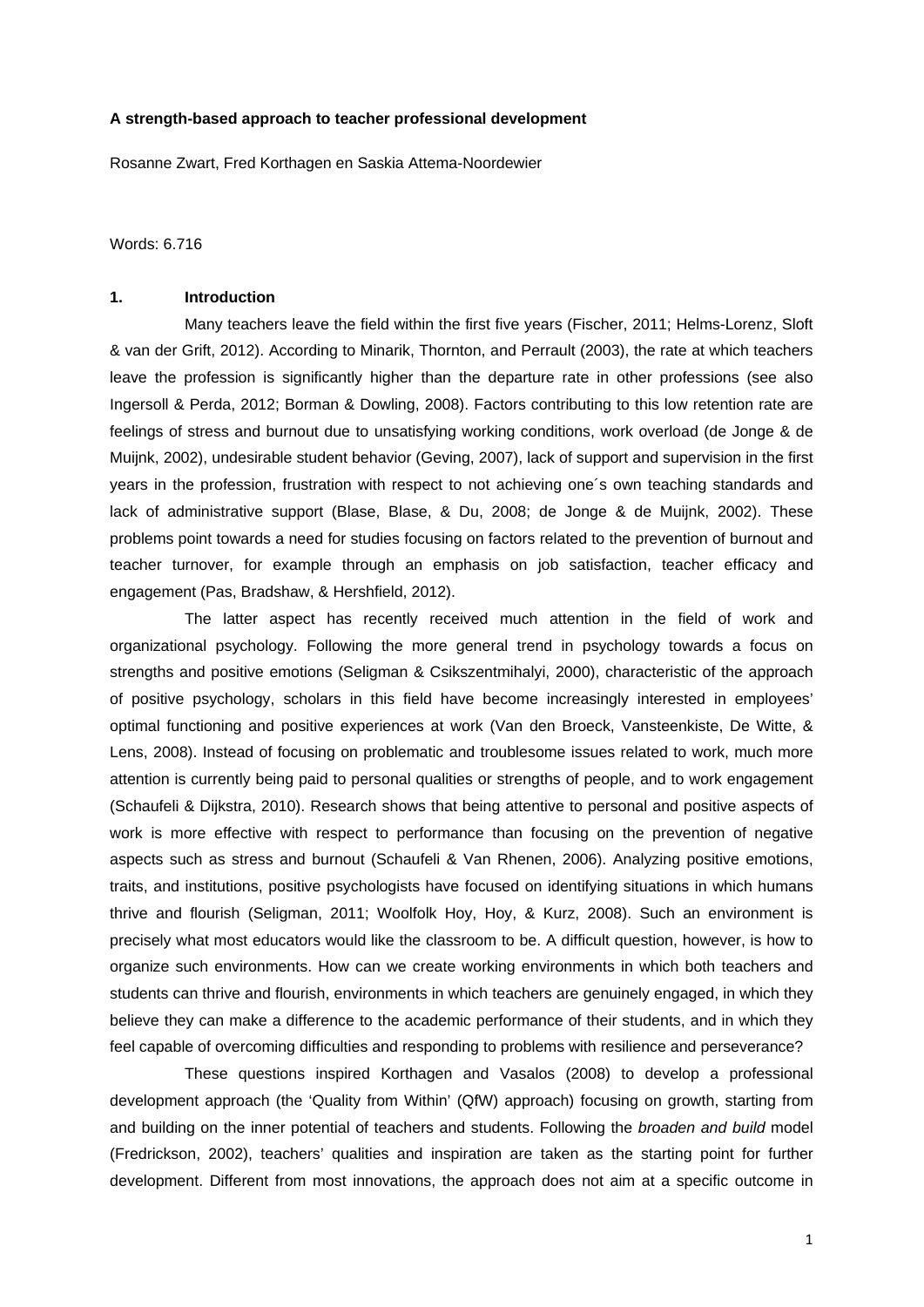**A strength-based approach to teacher professional development**

Rosanne Zwart, Fred Korthagen en Saskia Attema-Noordewier

Words: 6.716

## 1. Introduction

Many teachers leave the field within the first five years (Fischer, 2011; Helms-Lorenz, Sloft & van der Grift, 2012). According to Minarik, Thornton, and Perrault (2003), the rate at which teachers leave the profession is significantly higher than the departure rate in other professions (see also Ingersoll & Perda, 2012; Borman & Dowling, 2008). Factors contributing to this low retention rate are feelings of stress and burnout due to unsatisfying working conditions, work overload (de Jonge & de Muijnk, 2002), undesirable student behavior (Geving, 2007), lack of support and supervision in the first years in the profession, frustration with respect to not achieving one´s own teaching standards and lack of administrative support (Blase, Blase, & Du, 2008; de Jonge & de Muijnk, 2002). These problems point towards a need for studies focusing on factors related to the prevention of burnout and teacher turnover, for example through an emphasis on job satisfaction, teacher efficacy and engagement (Pas, Bradshaw, & Hershfield, 2012).

The latter aspect has recently received much attention in the field of work and organizational psychology. Following the more general trend in psychology towards a focus on strengths and positive emotions (Seligman & Csikszentmihalyi, 2000), characteristic of the approach of positive psychology, scholars in this field have become increasingly interested in employees' optimal functioning and positive experiences at work (Van den Broeck, Vansteenkiste, De Witte, & Lens, 2008). Instead of focusing on problematic and troublesome issues related to work, much more attention is currently being paid to personal qualities or strengths of people, and to work engagement (Schaufeli & Dijkstra, 2010). Research shows that being attentive to personal and positive aspects of work is more effective with respect to performance than focusing on the prevention of negative aspects such as stress and burnout (Schaufeli & Van Rhenen, 2006). Analyzing positive emotions, traits, and institutions, positive psychologists have focused on identifying situations in which humans thrive and flourish (Seligman, 2011; Woolfolk Hoy, Hoy, & Kurz, 2008). Such an environment is precisely what most educators would like the classroom to be. A difficult question, however, is how to organize such environments. How can we create working environments in which both teachers and students can thrive and flourish, environments in which teachers are genuinely engaged, in which they believe they can make a difference to the academic performance of their students, and in which they feel capable of overcoming difficulties and responding to problems with resilience and perseverance?

These questions inspired Korthagen and Vasalos (2008) to develop a professional development approach (the 'Quality from Within' (QfW) approach) focusing on growth, starting from and building on the inner potential of teachers and students. Following the *broaden and build* model (Fredrickson, 2002), teachers' qualities and inspiration are taken as the starting point for further development. Different from most innovations, the approach does not aim at a specific outcome in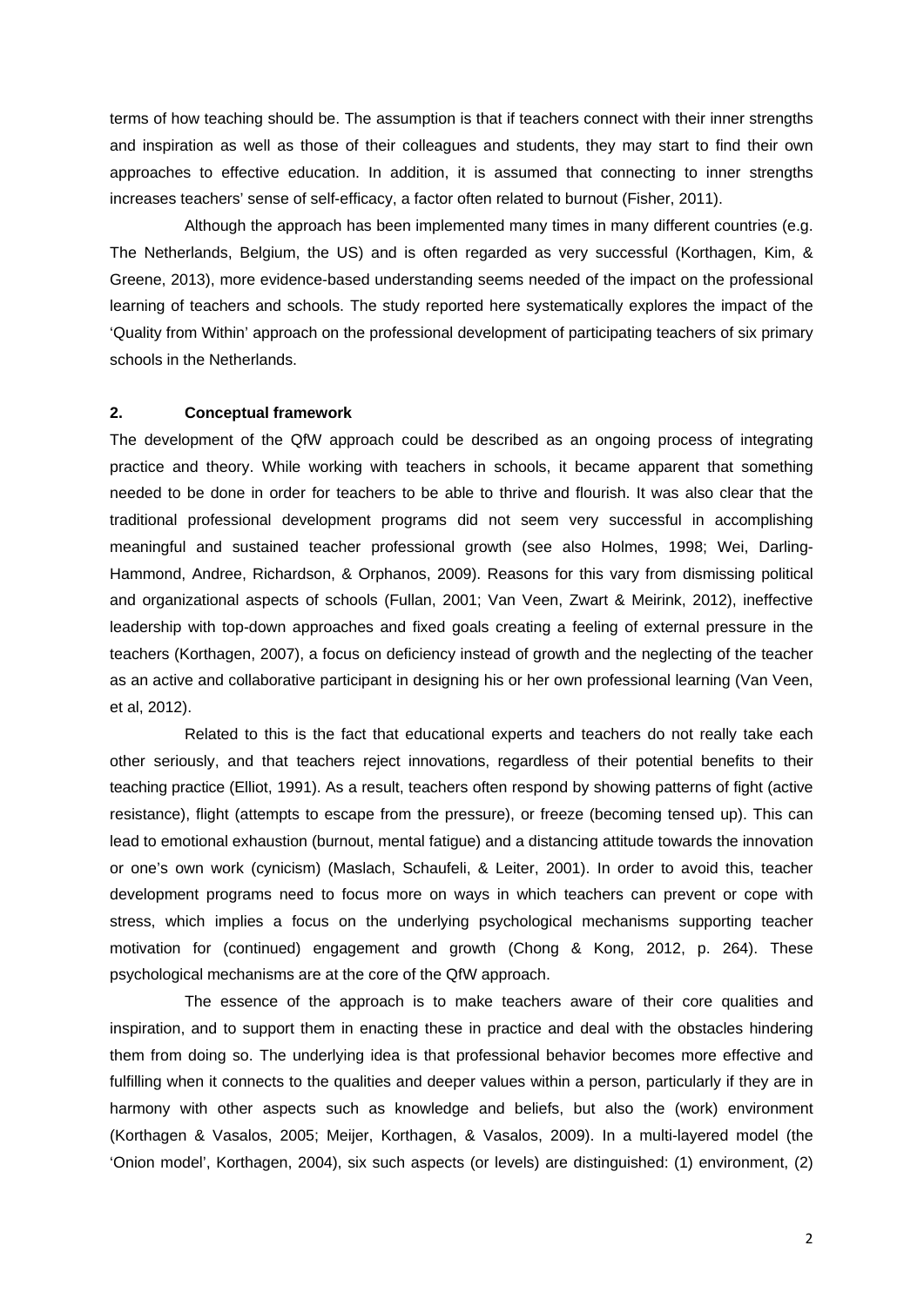terms of how teaching should be. The assumption is that if teachers connect with their inner strengths and inspiration as well as those of their colleagues and students, they may start to find their own approaches to effective education. In addition, it is assumed that connecting to inner strengths increases teachers' sense of self-efficacy, a factor often related to burnout (Fisher, 2011).

Although the approach has been implemented many times in many different countries (e.g. The Netherlands, Belgium, the US) and is often regarded as very successful (Korthagen, Kim, & Greene, 2013), more evidence-based understanding seems needed of the impact on the professional learning of teachers and schools. The study reported here systematically explores the impact of the 'Quality from Within' approach on the professional development of participating teachers of six primary schools in the Netherlands.

## 2. Conceptual framework

The development of the QfW approach could be described as an ongoing process of integrating practice and theory. While working with teachers in schools, it became apparent that something needed to be done in order for teachers to be able to thrive and flourish. It was also clear that the traditional professional development programs did not seem very successful in accomplishing meaningful and sustained teacher professional growth (see also Holmes, 1998; Wei, Darling-Hammond, Andree, Richardson, & Orphanos, 2009). Reasons for this vary from dismissing political and organizational aspects of schools (Fullan, 2001; Van Veen, Zwart & Meirink, 2012), ineffective leadership with top-down approaches and fixed goals creating a feeling of external pressure in the teachers (Korthagen, 2007), a focus on deficiency instead of growth and the neglecting of the teacher as an active and collaborative participant in designing his or her own professional learning (Van Veen, et al, 2012).

Related to this is the fact that educational experts and teachers do not really take each other seriously, and that teachers reject innovations, regardless of their potential benefits to their teaching practice (Elliot, 1991). As a result, teachers often respond by showing patterns of fight (active resistance), flight (attempts to escape from the pressure), or freeze (becoming tensed up). This can lead to emotional exhaustion (burnout, mental fatigue) and a distancing attitude towards the innovation or one's own work (cynicism) (Maslach, Schaufeli, & Leiter, 2001). In order to avoid this, teacher development programs need to focus more on ways in which teachers can prevent or cope with stress, which implies a focus on the underlying psychological mechanisms supporting teacher motivation for (continued) engagement and growth (Chong & Kong, 2012, p. 264). These psychological mechanisms are at the core of the QfW approach.

The essence of the approach is to make teachers aware of their core qualities and inspiration, and to support them in enacting these in practice and deal with the obstacles hindering them from doing so. The underlying idea is that professional behavior becomes more effective and fulfilling when it connects to the qualities and deeper values within a person, particularly if they are in harmony with other aspects such as knowledge and beliefs, but also the (work) environment (Korthagen & Vasalos, 2005; Meijer, Korthagen, & Vasalos, 2009). In a multi-layered model (the 'Onion model', Korthagen, 2004), six such aspects (or levels) are distinguished: (1) environment, (2)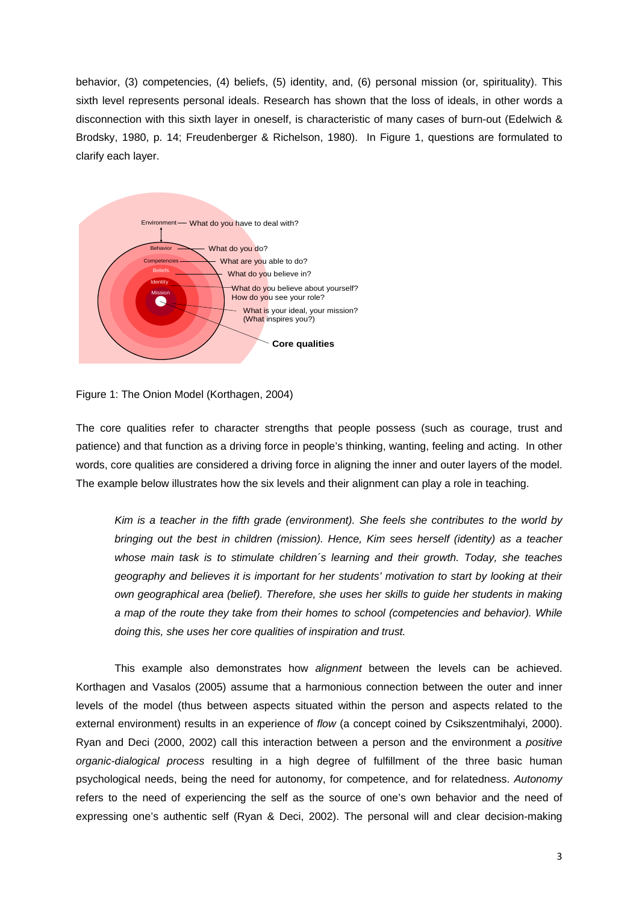behavior, (3) competencies, (4) beliefs, (5) identity, and, (6) personal mission (or, spirituality). This sixth level represents personal ideals. Research has shown that the loss of ideals, in other words a disconnection with this sixth layer in oneself, is characteristic of many cases of burn-out (Edelwich & Brodsky, 1980, p. 14; Freudenberger & Richelson, 1980). In Figure 1, questions are formulated to clarify each layer.

Environment — What do you have to deal with?

Behavior — What do you do?

Competencies — What are you able to do?

Beliefs — What do you believe in?

Identity — What do you believe about yourself? How do you see your role?

Mission — What is your ideal, your mission? (What inspires you?)

**Core qualities**

Figure 1: The Onion Model (Korthagen, 2004)

The core qualities refer to character strengths that people possess (such as courage, trust and patience) and that function as a driving force in people's thinking, wanting, feeling and acting. In other words, core qualities are considered a driving force in aligning the inner and outer layers of the model. The example below illustrates how the six levels and their alignment can play a role in teaching.

> *Kim is a teacher in the fifth grade (environment). She feels she contributes to the world by bringing out the best in children (mission). Hence, Kim sees herself (identity) as a teacher whose main task is to stimulate children´s learning and their growth. Today, she teaches geography and believes it is important for her students' motivation to start by looking at their own geographical area (belief). Therefore, she uses her skills to guide her students in making a map of the route they take from their homes to school (competencies and behavior). While doing this, she uses her core qualities of inspiration and trust.*

This example also demonstrates how *alignment* between the levels can be achieved. Korthagen and Vasalos (2005) assume that a harmonious connection between the outer and inner levels of the model (thus between aspects situated within the person and aspects related to the external environment) results in an experience of *flow* (a concept coined by Csikszentmihalyi, 2000). Ryan and Deci (2000, 2002) call this interaction between a person and the environment a *positive organic-dialogical process* resulting in a high degree of fulfillment of the three basic human psychological needs, being the need for autonomy, for competence, and for relatedness. *Autonomy* refers to the need of experiencing the self as the source of one's own behavior and the need of expressing one's authentic self (Ryan & Deci, 2002). The personal will and clear decision-making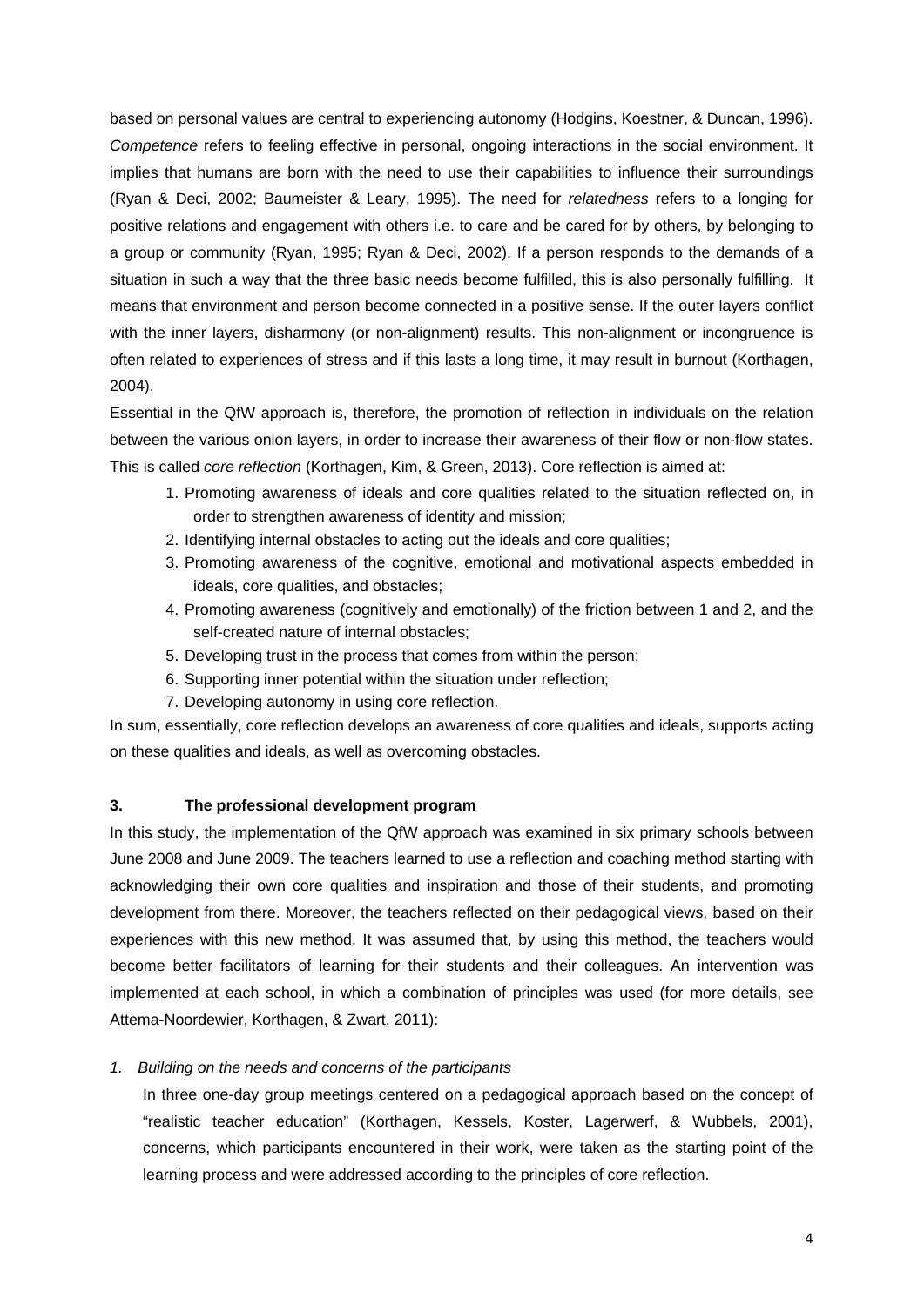based on personal values are central to experiencing autonomy (Hodgins, Koestner, & Duncan, 1996). *Competence* refers to feeling effective in personal, ongoing interactions in the social environment. It implies that humans are born with the need to use their capabilities to influence their surroundings (Ryan & Deci, 2002; Baumeister & Leary, 1995). The need for *relatedness* refers to a longing for positive relations and engagement with others i.e. to care and be cared for by others, by belonging to a group or community (Ryan, 1995; Ryan & Deci, 2002). If a person responds to the demands of a situation in such a way that the three basic needs become fulfilled, this is also personally fulfilling. It means that environment and person become connected in a positive sense. If the outer layers conflict with the inner layers, disharmony (or non-alignment) results. This non-alignment or incongruence is often related to experiences of stress and if this lasts a long time, it may result in burnout (Korthagen, 2004).

Essential in the QfW approach is, therefore, the promotion of reflection in individuals on the relation between the various onion layers, in order to increase their awareness of their flow or non-flow states. This is called *core reflection* (Korthagen, Kim, & Green, 2013). Core reflection is aimed at:

1. Promoting awareness of ideals and core qualities related to the situation reflected on, in order to strengthen awareness of identity and mission;
2. Identifying internal obstacles to acting out the ideals and core qualities;
3. Promoting awareness of the cognitive, emotional and motivational aspects embedded in ideals, core qualities, and obstacles;
4. Promoting awareness (cognitively and emotionally) of the friction between 1 and 2, and the self-created nature of internal obstacles;
5. Developing trust in the process that comes from within the person;
6. Supporting inner potential within the situation under reflection;
7. Developing autonomy in using core reflection.

In sum, essentially, core reflection develops an awareness of core qualities and ideals, supports acting on these qualities and ideals, as well as overcoming obstacles.

## 3. The professional development program

In this study, the implementation of the QfW approach was examined in six primary schools between June 2008 and June 2009. The teachers learned to use a reflection and coaching method starting with acknowledging their own core qualities and inspiration and those of their students, and promoting development from there. Moreover, the teachers reflected on their pedagogical views, based on their experiences with this new method. It was assumed that, by using this method, the teachers would become better facilitators of learning for their students and their colleagues. An intervention was implemented at each school, in which a combination of principles was used (for more details, see Attema-Noordewier, Korthagen, & Zwart, 2011):

*1. Building on the needs and concerns of the participants*

In three one-day group meetings centered on a pedagogical approach based on the concept of "realistic teacher education" (Korthagen, Kessels, Koster, Lagerwerf, & Wubbels, 2001), concerns, which participants encountered in their work, were taken as the starting point of the learning process and were addressed according to the principles of core reflection.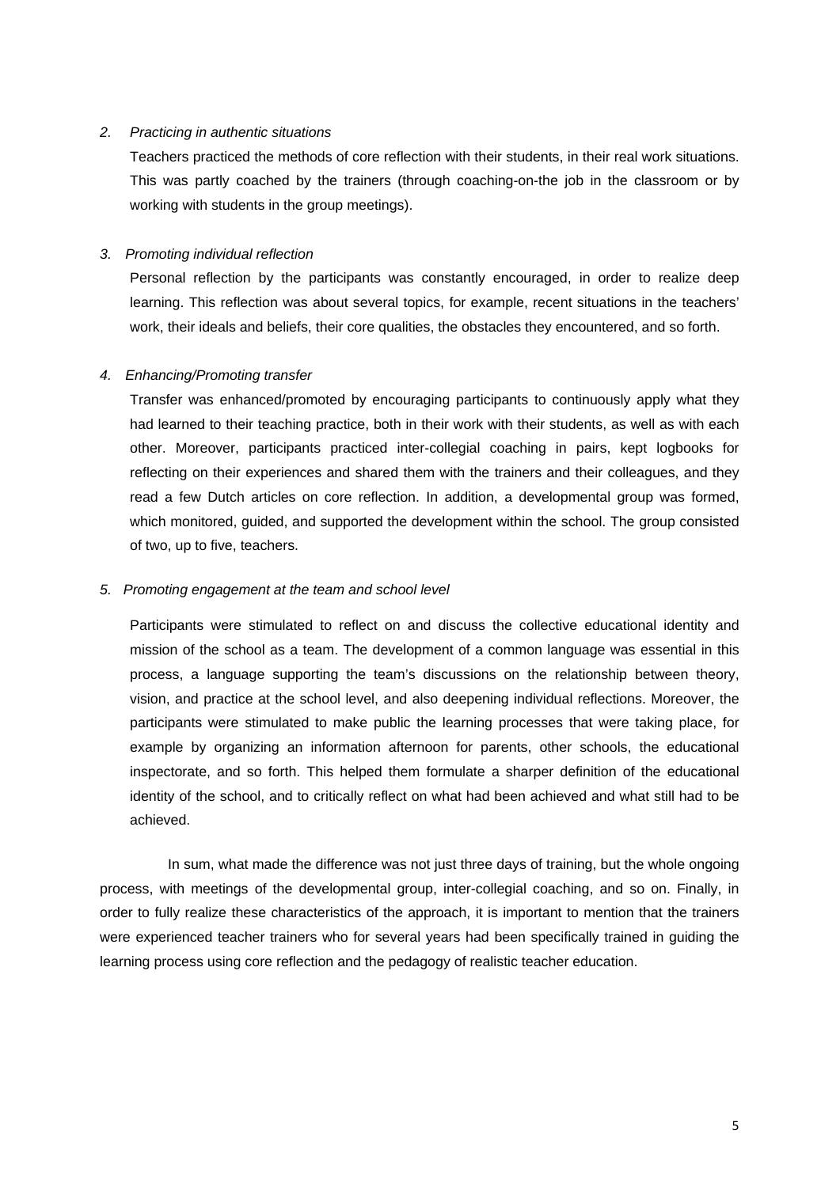2. *Practicing in authentic situations*

   Teachers practiced the methods of core reflection with their students, in their real work situations. This was partly coached by the trainers (through coaching-on-the job in the classroom or by working with students in the group meetings).

3. *Promoting individual reflection*

   Personal reflection by the participants was constantly encouraged, in order to realize deep learning. This reflection was about several topics, for example, recent situations in the teachers' work, their ideals and beliefs, their core qualities, the obstacles they encountered, and so forth.

4. *Enhancing/Promoting transfer*

   Transfer was enhanced/promoted by encouraging participants to continuously apply what they had learned to their teaching practice, both in their work with their students, as well as with each other. Moreover, participants practiced inter-collegial coaching in pairs, kept logbooks for reflecting on their experiences and shared them with the trainers and their colleagues, and they read a few Dutch articles on core reflection. In addition, a developmental group was formed, which monitored, guided, and supported the development within the school. The group consisted of two, up to five, teachers.

5. *Promoting engagement at the team and school level*

   Participants were stimulated to reflect on and discuss the collective educational identity and mission of the school as a team. The development of a common language was essential in this process, a language supporting the team's discussions on the relationship between theory, vision, and practice at the school level, and also deepening individual reflections. Moreover, the participants were stimulated to make public the learning processes that were taking place, for example by organizing an information afternoon for parents, other schools, the educational inspectorate, and so forth. This helped them formulate a sharper definition of the educational identity of the school, and to critically reflect on what had been achieved and what still had to be achieved.

In sum, what made the difference was not just three days of training, but the whole ongoing process, with meetings of the developmental group, inter-collegial coaching, and so on. Finally, in order to fully realize these characteristics of the approach, it is important to mention that the trainers were experienced teacher trainers who for several years had been specifically trained in guiding the learning process using core reflection and the pedagogy of realistic teacher education.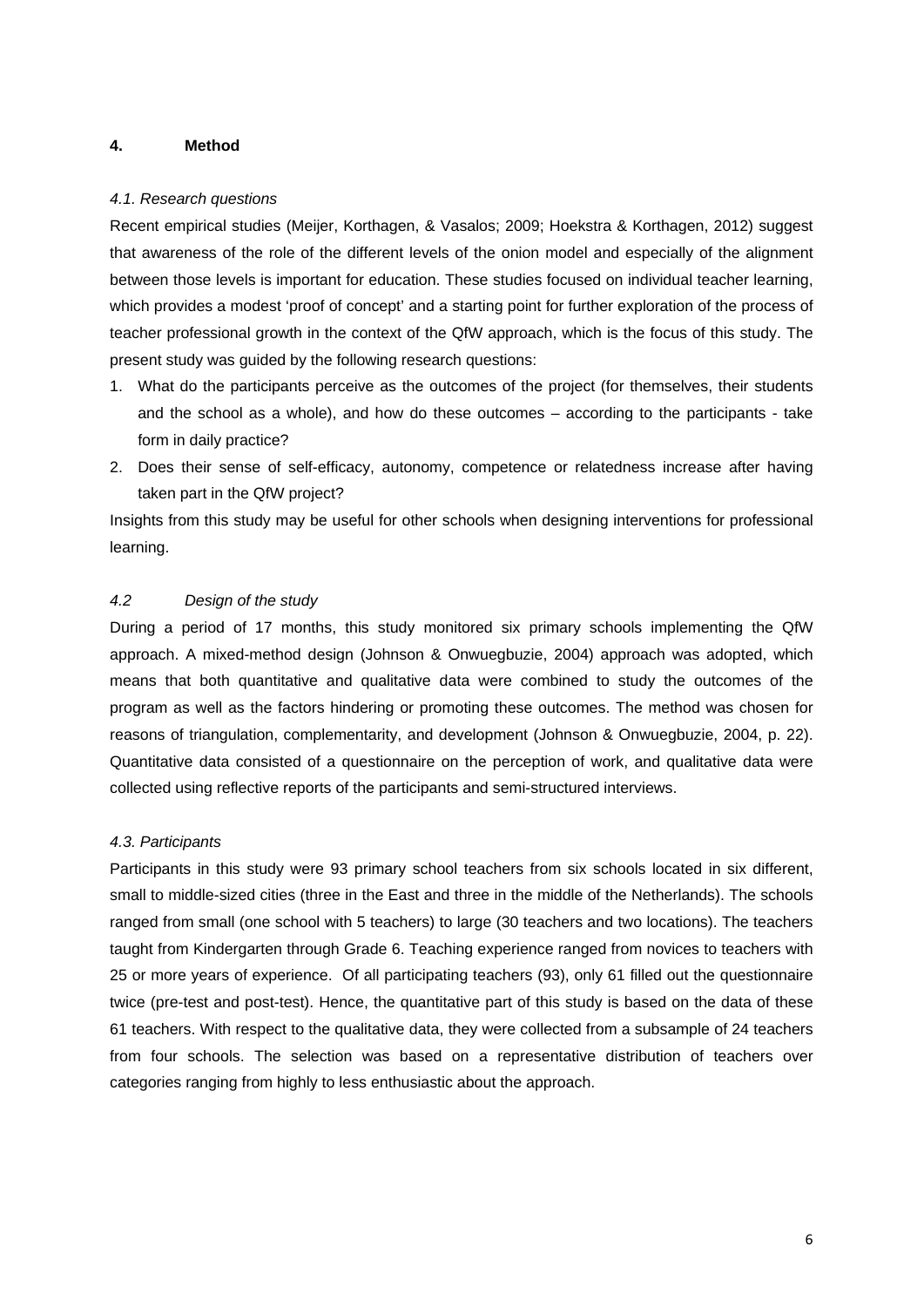## 4. Method

### *4.1. Research questions*

Recent empirical studies (Meijer, Korthagen, & Vasalos; 2009; Hoekstra & Korthagen, 2012) suggest that awareness of the role of the different levels of the onion model and especially of the alignment between those levels is important for education. These studies focused on individual teacher learning, which provides a modest 'proof of concept' and a starting point for further exploration of the process of teacher professional growth in the context of the QfW approach, which is the focus of this study. The present study was guided by the following research questions:

1. What do the participants perceive as the outcomes of the project (for themselves, their students and the school as a whole), and how do these outcomes – according to the participants - take form in daily practice?
2. Does their sense of self-efficacy, autonomy, competence or relatedness increase after having taken part in the QfW project?

Insights from this study may be useful for other schools when designing interventions for professional learning.

### *4.2 Design of the study*

During a period of 17 months, this study monitored six primary schools implementing the QfW approach. A mixed-method design (Johnson & Onwuegbuzie, 2004) approach was adopted, which means that both quantitative and qualitative data were combined to study the outcomes of the program as well as the factors hindering or promoting these outcomes. The method was chosen for reasons of triangulation, complementarity, and development (Johnson & Onwuegbuzie, 2004, p. 22). Quantitative data consisted of a questionnaire on the perception of work, and qualitative data were collected using reflective reports of the participants and semi-structured interviews.

### *4.3. Participants*

Participants in this study were 93 primary school teachers from six schools located in six different, small to middle-sized cities (three in the East and three in the middle of the Netherlands). The schools ranged from small (one school with 5 teachers) to large (30 teachers and two locations). The teachers taught from Kindergarten through Grade 6. Teaching experience ranged from novices to teachers with 25 or more years of experience. Of all participating teachers (93), only 61 filled out the questionnaire twice (pre-test and post-test). Hence, the quantitative part of this study is based on the data of these 61 teachers. With respect to the qualitative data, they were collected from a subsample of 24 teachers from four schools. The selection was based on a representative distribution of teachers over categories ranging from highly to less enthusiastic about the approach.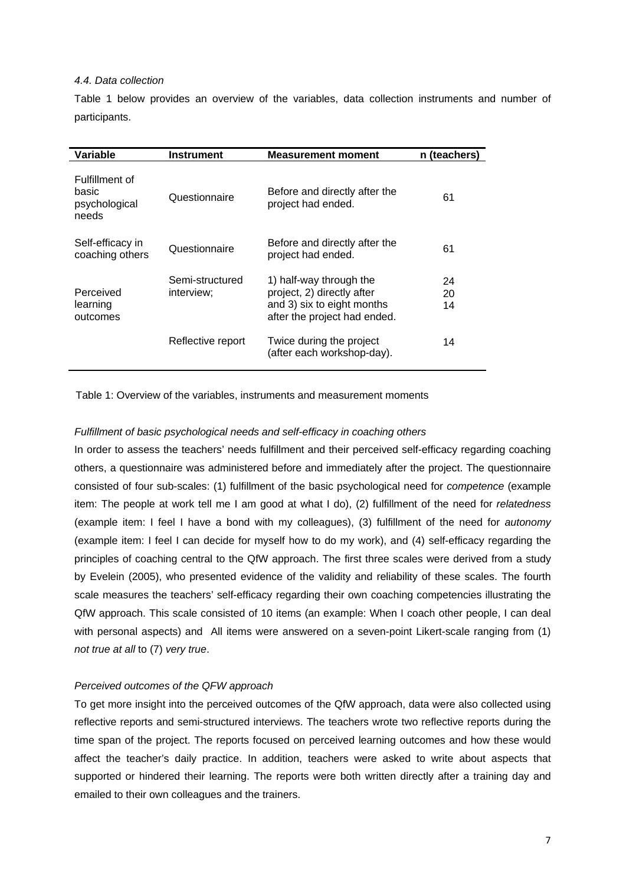*4.4. Data collection*

Table 1 below provides an overview of the variables, data collection instruments and number of participants.

| Variable | Instrument | Measurement moment | n (teachers) |
|---|---|---|---|
| Fulfillment of basic psychological needs | Questionnaire | Before and directly after the project had ended. | 61 |
| Self-efficacy in coaching others | Questionnaire | Before and directly after the project had ended. | 61 |
| Perceived learning outcomes | Semi-structured interview; | 1) half-way through the project, 2) directly after and 3) six to eight months after the project had ended. | 24<br>20<br>14 |
| | Reflective report | Twice during the project (after each workshop-day). | 14 |

Table 1: Overview of the variables, instruments and measurement moments

*Fulfillment of basic psychological needs and self-efficacy in coaching others*

In order to assess the teachers' needs fulfillment and their perceived self-efficacy regarding coaching others, a questionnaire was administered before and immediately after the project. The questionnaire consisted of four sub-scales: (1) fulfillment of the basic psychological need for *competence* (example item: The people at work tell me I am good at what I do), (2) fulfillment of the need for *relatedness* (example item: I feel I have a bond with my colleagues), (3) fulfillment of the need for *autonomy* (example item: I feel I can decide for myself how to do my work), and (4) self-efficacy regarding the principles of coaching central to the QfW approach. The first three scales were derived from a study by Evelein (2005), who presented evidence of the validity and reliability of these scales. The fourth scale measures the teachers' self-efficacy regarding their own coaching competencies illustrating the QfW approach. This scale consisted of 10 items (an example: When I coach other people, I can deal with personal aspects) and All items were answered on a seven-point Likert-scale ranging from (1) *not true at all* to (7) *very true*.

*Perceived outcomes of the QFW approach*

To get more insight into the perceived outcomes of the QfW approach, data were also collected using reflective reports and semi-structured interviews. The teachers wrote two reflective reports during the time span of the project. The reports focused on perceived learning outcomes and how these would affect the teacher's daily practice. In addition, teachers were asked to write about aspects that supported or hindered their learning. The reports were both written directly after a training day and emailed to their own colleagues and the trainers.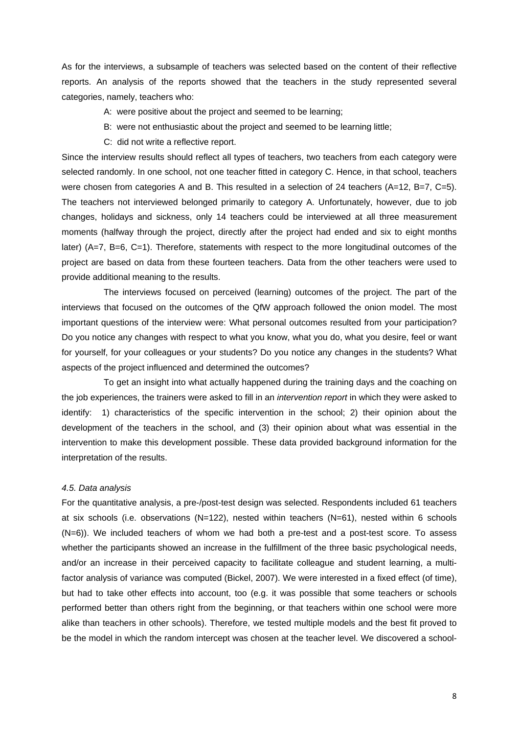As for the interviews, a subsample of teachers was selected based on the content of their reflective reports. An analysis of the reports showed that the teachers in the study represented several categories, namely, teachers who:

A: were positive about the project and seemed to be learning;

B: were not enthusiastic about the project and seemed to be learning little;

C: did not write a reflective report.

Since the interview results should reflect all types of teachers, two teachers from each category were selected randomly. In one school, not one teacher fitted in category C. Hence, in that school, teachers were chosen from categories A and B. This resulted in a selection of 24 teachers (A=12, B=7, C=5). The teachers not interviewed belonged primarily to category A. Unfortunately, however, due to job changes, holidays and sickness, only 14 teachers could be interviewed at all three measurement moments (halfway through the project, directly after the project had ended and six to eight months later) (A=7, B=6, C=1). Therefore, statements with respect to the more longitudinal outcomes of the project are based on data from these fourteen teachers. Data from the other teachers were used to provide additional meaning to the results.

The interviews focused on perceived (learning) outcomes of the project. The part of the interviews that focused on the outcomes of the QfW approach followed the onion model. The most important questions of the interview were: What personal outcomes resulted from your participation? Do you notice any changes with respect to what you know, what you do, what you desire, feel or want for yourself, for your colleagues or your students? Do you notice any changes in the students? What aspects of the project influenced and determined the outcomes?

To get an insight into what actually happened during the training days and the coaching on the job experiences, the trainers were asked to fill in an *intervention report* in which they were asked to identify: 1) characteristics of the specific intervention in the school; 2) their opinion about the development of the teachers in the school, and (3) their opinion about what was essential in the intervention to make this development possible. These data provided background information for the interpretation of the results.

### *4.5. Data analysis*

For the quantitative analysis, a pre-/post-test design was selected. Respondents included 61 teachers at six schools (i.e. observations (N=122), nested within teachers (N=61), nested within 6 schools (N=6)). We included teachers of whom we had both a pre-test and a post-test score. To assess whether the participants showed an increase in the fulfillment of the three basic psychological needs, and/or an increase in their perceived capacity to facilitate colleague and student learning, a multi-factor analysis of variance was computed (Bickel, 2007). We were interested in a fixed effect (of time), but had to take other effects into account, too (e.g. it was possible that some teachers or schools performed better than others right from the beginning, or that teachers within one school were more alike than teachers in other schools). Therefore, we tested multiple models and the best fit proved to be the model in which the random intercept was chosen at the teacher level. We discovered a school-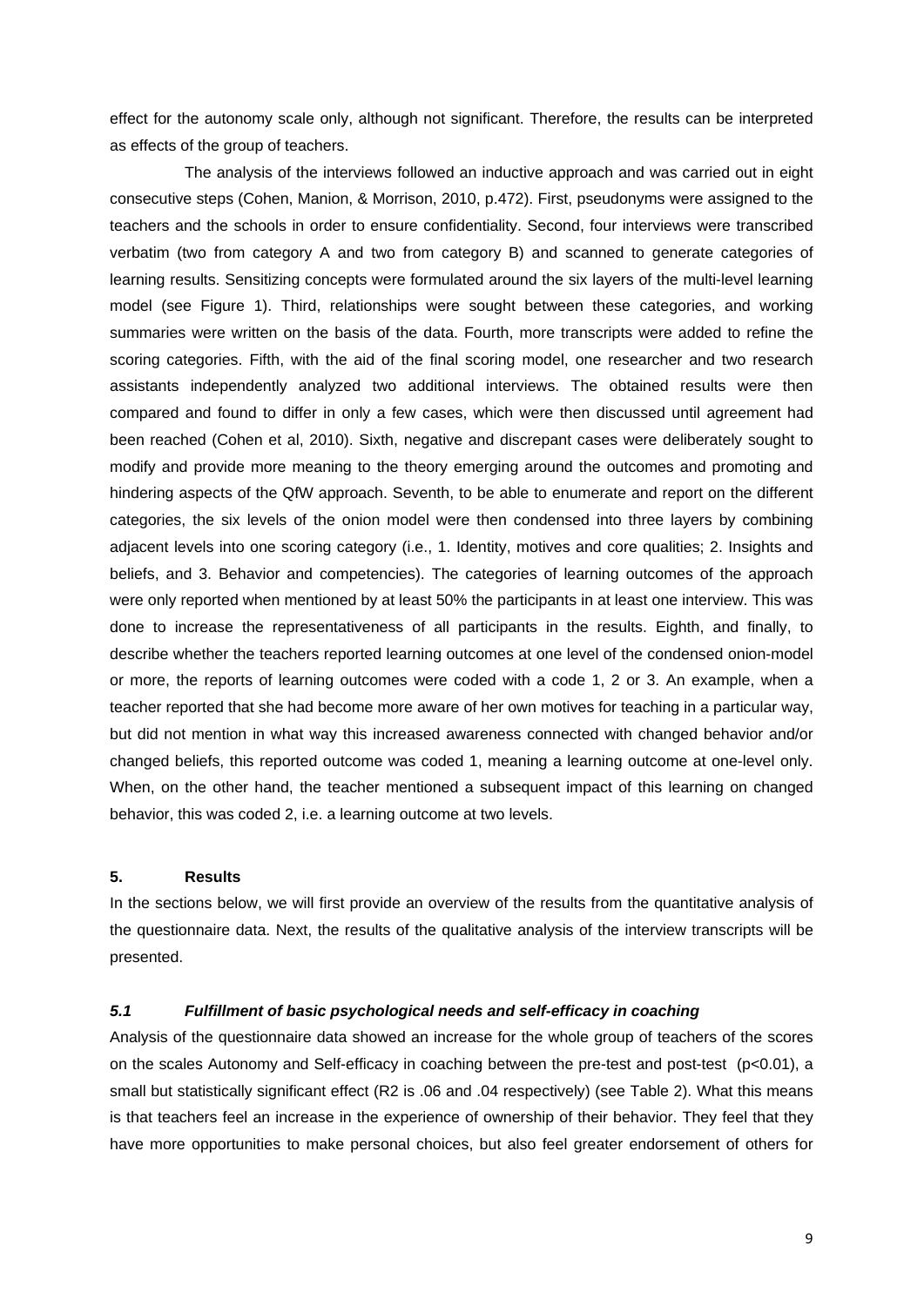effect for the autonomy scale only, although not significant. Therefore, the results can be interpreted as effects of the group of teachers.

The analysis of the interviews followed an inductive approach and was carried out in eight consecutive steps (Cohen, Manion, & Morrison, 2010, p.472). First, pseudonyms were assigned to the teachers and the schools in order to ensure confidentiality. Second, four interviews were transcribed verbatim (two from category A and two from category B) and scanned to generate categories of learning results. Sensitizing concepts were formulated around the six layers of the multi-level learning model (see Figure 1). Third, relationships were sought between these categories, and working summaries were written on the basis of the data. Fourth, more transcripts were added to refine the scoring categories. Fifth, with the aid of the final scoring model, one researcher and two research assistants independently analyzed two additional interviews. The obtained results were then compared and found to differ in only a few cases, which were then discussed until agreement had been reached (Cohen et al, 2010). Sixth, negative and discrepant cases were deliberately sought to modify and provide more meaning to the theory emerging around the outcomes and promoting and hindering aspects of the QfW approach. Seventh, to be able to enumerate and report on the different categories, the six levels of the onion model were then condensed into three layers by combining adjacent levels into one scoring category (i.e., 1. Identity, motives and core qualities; 2. Insights and beliefs, and 3. Behavior and competencies). The categories of learning outcomes of the approach were only reported when mentioned by at least 50% the participants in at least one interview. This was done to increase the representativeness of all participants in the results. Eighth, and finally, to describe whether the teachers reported learning outcomes at one level of the condensed onion-model or more, the reports of learning outcomes were coded with a code 1, 2 or 3. An example, when a teacher reported that she had become more aware of her own motives for teaching in a particular way, but did not mention in what way this increased awareness connected with changed behavior and/or changed beliefs, this reported outcome was coded 1, meaning a learning outcome at one-level only. When, on the other hand, the teacher mentioned a subsequent impact of this learning on changed behavior, this was coded 2, i.e. a learning outcome at two levels.

## 5. Results

In the sections below, we will first provide an overview of the results from the quantitative analysis of the questionnaire data. Next, the results of the qualitative analysis of the interview transcripts will be presented.

### *5.1 Fulfillment of basic psychological needs and self-efficacy in coaching*

Analysis of the questionnaire data showed an increase for the whole group of teachers of the scores on the scales Autonomy and Self-efficacy in coaching between the pre-test and post-test ($p<0.01$), a small but statistically significant effect ($R^2$ is .06 and .04 respectively) (see Table 2). What this means is that teachers feel an increase in the experience of ownership of their behavior. They feel that they have more opportunities to make personal choices, but also feel greater endorsement of others for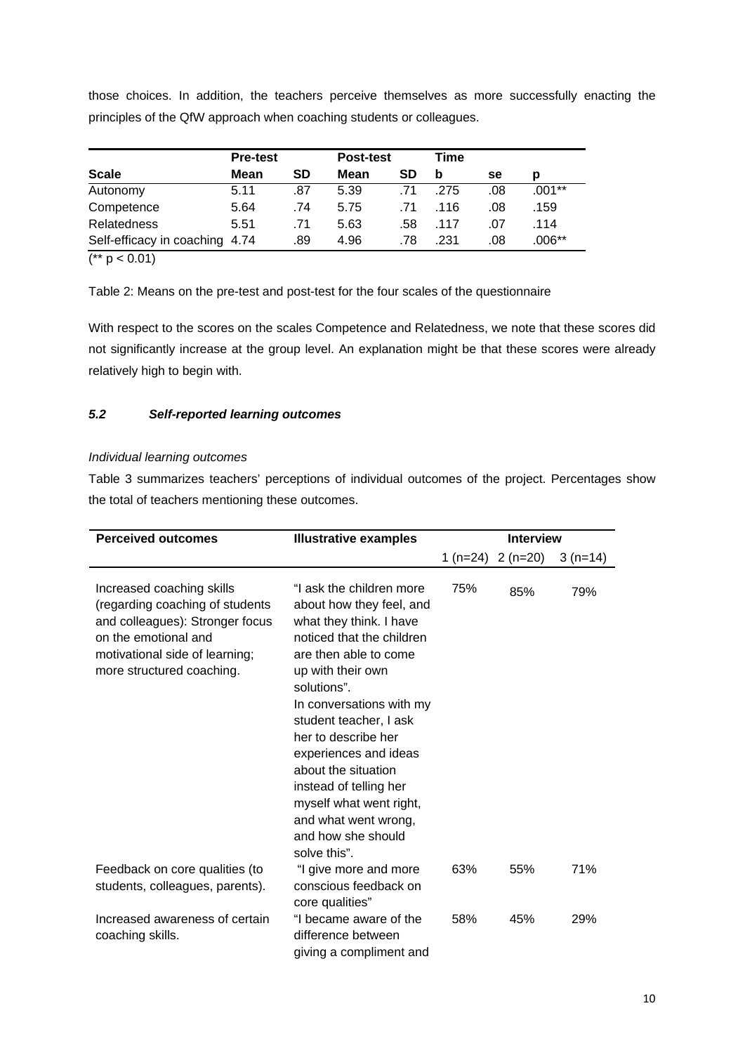those choices. In addition, the teachers perceive themselves as more successfully enacting the principles of the QfW approach when coaching students or colleagues.

| | Pre-test | | Post-test | | Time | | |
|---|---|---|---|---|---|---|---|
| **Scale** | **Mean** | **SD** | **Mean** | **SD** | **b** | **se** | **p** |
| Autonomy | 5.11 | .87 | 5.39 | .71 | .275 | .08 | .001** |
| Competence | 5.64 | .74 | 5.75 | .71 | .116 | .08 | .159 |
| Relatedness | 5.51 | .71 | 5.63 | .58 | .117 | .07 | .114 |
| Self-efficacy in coaching | 4.74 | .89 | 4.96 | .78 | .231 | .08 | .006** |

(** $p < 0.01$)

Table 2: Means on the pre-test and post-test for the four scales of the questionnaire

With respect to the scores on the scales Competence and Relatedness, we note that these scores did not significantly increase at the group level. An explanation might be that these scores were already relatively high to begin with.

### *5.2 Self-reported learning outcomes*

*Individual learning outcomes*

Table 3 summarizes teachers' perceptions of individual outcomes of the project. Percentages show the total of teachers mentioning these outcomes.

| Perceived outcomes | Illustrative examples | Interview | | |
|---|---|---|---|---|
| | | 1 (n=24) | 2 (n=20) | 3 (n=14) |
| Increased coaching skills (regarding coaching of students and colleagues): Stronger focus on the emotional and motivational side of learning; more structured coaching. | "I ask the children more about how they feel, and what they think. I have noticed that the children are then able to come up with their own solutions". In conversations with my student teacher, I ask her to describe her experiences and ideas about the situation instead of telling her myself what went right, and what went wrong, and how she should solve this". | 75% | 85% | 79% |
| Feedback on core qualities (to students, colleagues, parents). | "I give more and more conscious feedback on core qualities" | 63% | 55% | 71% |
| Increased awareness of certain coaching skills. | "I became aware of the difference between giving a compliment and | 58% | 45% | 29% |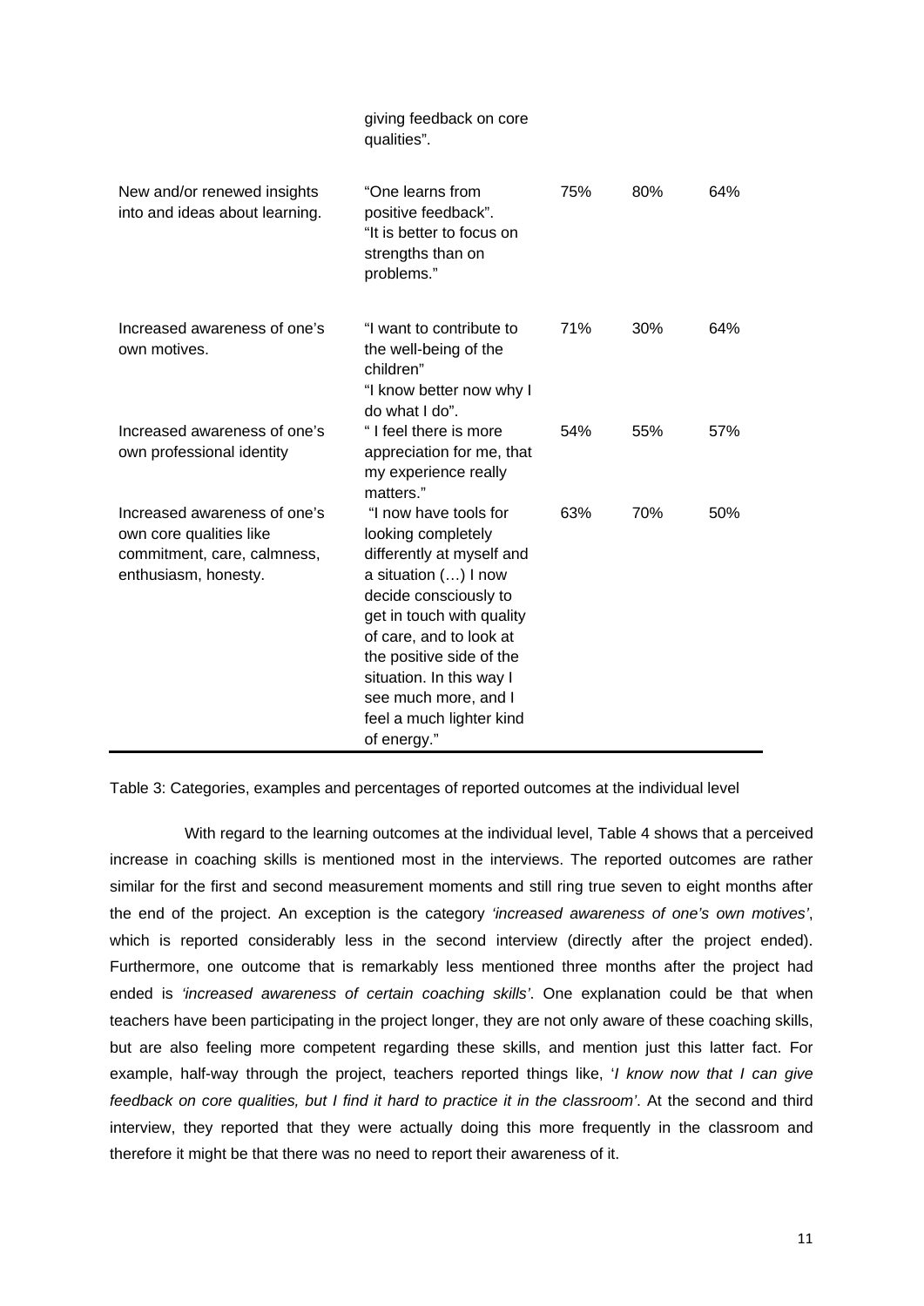| | | | | |
|---|---|---|---|---|
| | giving feedback on core qualities". | | | |
| New and/or renewed insights into and ideas about learning. | "One learns from positive feedback". "It is better to focus on strengths than on problems." | 75% | 80% | 64% |
| Increased awareness of one's own motives. | "I want to contribute to the well-being of the children" "I know better now why I do what I do". | 71% | 30% | 64% |
| Increased awareness of one's own professional identity | " I feel there is more appreciation for me, that my experience really matters." | 54% | 55% | 57% |
| Increased awareness of one's own core qualities like commitment, care, calmness, enthusiasm, honesty. | "I now have tools for looking completely differently at myself and a situation (…) I now decide consciously to get in touch with quality of care, and to look at the positive side of the situation. In this way I see much more, and I feel a much lighter kind of energy." | 63% | 70% | 50% |

Table 3: Categories, examples and percentages of reported outcomes at the individual level

With regard to the learning outcomes at the individual level, Table 4 shows that a perceived increase in coaching skills is mentioned most in the interviews. The reported outcomes are rather similar for the first and second measurement moments and still ring true seven to eight months after the end of the project. An exception is the category *'increased awareness of one's own motives'*, which is reported considerably less in the second interview (directly after the project ended). Furthermore, one outcome that is remarkably less mentioned three months after the project had ended is *'increased awareness of certain coaching skills'*. One explanation could be that when teachers have been participating in the project longer, they are not only aware of these coaching skills, but are also feeling more competent regarding these skills, and mention just this latter fact. For example, half-way through the project, teachers reported things like, '*I know now that I can give feedback on core qualities, but I find it hard to practice it in the classroom'*. At the second and third interview, they reported that they were actually doing this more frequently in the classroom and therefore it might be that there was no need to report their awareness of it.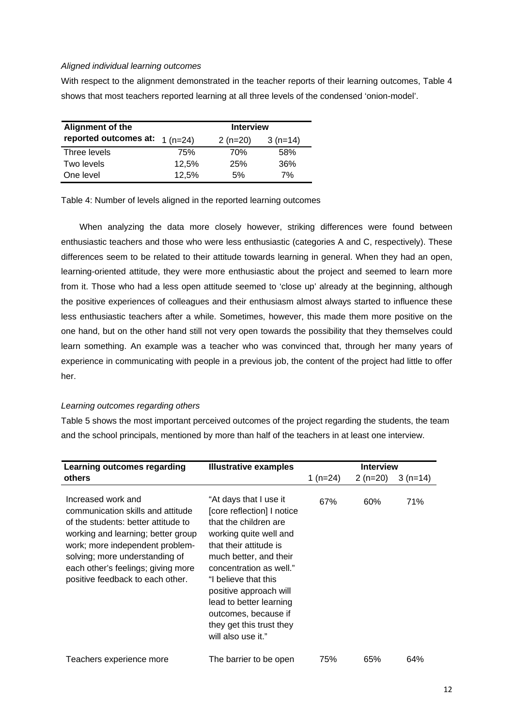*Aligned individual learning outcomes*

With respect to the alignment demonstrated in the teacher reports of their learning outcomes, Table 4 shows that most teachers reported learning at all three levels of the condensed 'onion-model'.

| Alignment of the reported outcomes at: | Interview | | |
|---|---|---|---|
| | 1 (n=24) | 2 (n=20) | 3 (n=14) |
| Three levels | 75% | 70% | 58% |
| Two levels | 12,5% | 25% | 36% |
| One level | 12,5% | 5% | 7% |

Table 4: Number of levels aligned in the reported learning outcomes

When analyzing the data more closely however, striking differences were found between enthusiastic teachers and those who were less enthusiastic (categories A and C, respectively). These differences seem to be related to their attitude towards learning in general. When they had an open, learning-oriented attitude, they were more enthusiastic about the project and seemed to learn more from it. Those who had a less open attitude seemed to 'close up' already at the beginning, although the positive experiences of colleagues and their enthusiasm almost always started to influence these less enthusiastic teachers after a while. Sometimes, however, this made them more positive on the one hand, but on the other hand still not very open towards the possibility that they themselves could learn something. An example was a teacher who was convinced that, through her many years of experience in communicating with people in a previous job, the content of the project had little to offer her.

*Learning outcomes regarding others*

Table 5 shows the most important perceived outcomes of the project regarding the students, the team and the school principals, mentioned by more than half of the teachers in at least one interview.

| Learning outcomes regarding others | Illustrative examples | Interview | | |
|---|---|---|---|---|
| | | 1 (n=24) | 2 (n=20) | 3 (n=14) |
| Increased work and communication skills and attitude of the students: better attitude to working and learning; better group work; more independent problem-solving; more understanding of each other's feelings; giving more positive feedback to each other. | "At days that I use it [core reflection] I notice that the children are working quite well and that their attitude is much better, and their concentration as well." "I believe that this positive approach will lead to better learning outcomes, because if they get this trust they will also use it." | 67% | 60% | 71% |
| Teachers experience more | The barrier to be open | 75% | 65% | 64% |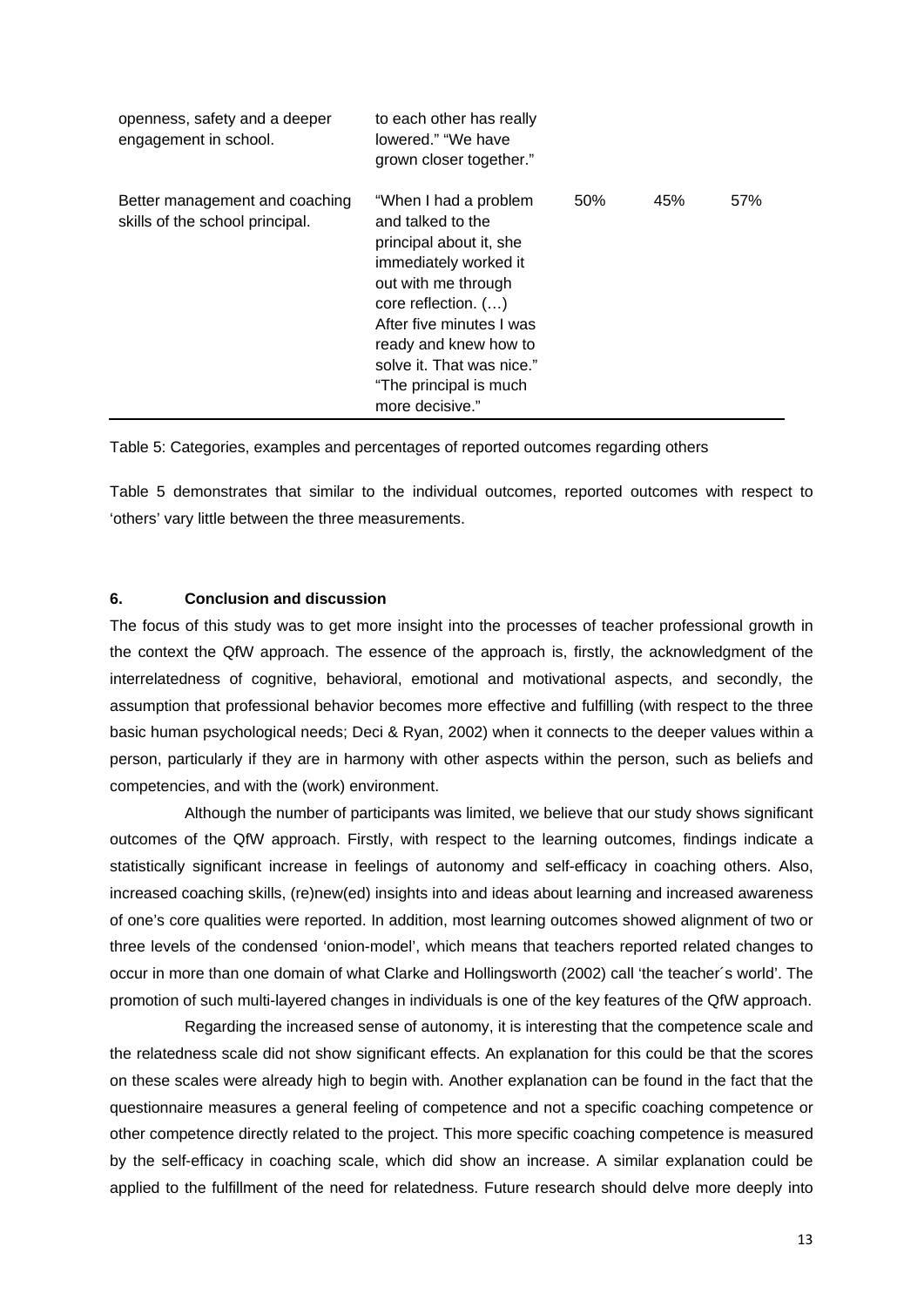| | | | | |
|---|---|---|---|---|
| openness, safety and a deeper engagement in school. | to each other has really lowered." "We have grown closer together." | | | |
| Better management and coaching skills of the school principal. | "When I had a problem and talked to the principal about it, she immediately worked it out with me through core reflection. (…) After five minutes I was ready and knew how to solve it. That was nice." "The principal is much more decisive." | 50% | 45% | 57% |

Table 5: Categories, examples and percentages of reported outcomes regarding others

Table 5 demonstrates that similar to the individual outcomes, reported outcomes with respect to 'others' vary little between the three measurements.

## 6. Conclusion and discussion

The focus of this study was to get more insight into the processes of teacher professional growth in the context the QfW approach. The essence of the approach is, firstly, the acknowledgment of the interrelatedness of cognitive, behavioral, emotional and motivational aspects, and secondly, the assumption that professional behavior becomes more effective and fulfilling (with respect to the three basic human psychological needs; Deci & Ryan, 2002) when it connects to the deeper values within a person, particularly if they are in harmony with other aspects within the person, such as beliefs and competencies, and with the (work) environment.

Although the number of participants was limited, we believe that our study shows significant outcomes of the QfW approach. Firstly, with respect to the learning outcomes, findings indicate a statistically significant increase in feelings of autonomy and self-efficacy in coaching others. Also, increased coaching skills, (re)new(ed) insights into and ideas about learning and increased awareness of one's core qualities were reported. In addition, most learning outcomes showed alignment of two or three levels of the condensed 'onion-model', which means that teachers reported related changes to occur in more than one domain of what Clarke and Hollingsworth (2002) call 'the teacher´s world'. The promotion of such multi-layered changes in individuals is one of the key features of the QfW approach.

Regarding the increased sense of autonomy, it is interesting that the competence scale and the relatedness scale did not show significant effects. An explanation for this could be that the scores on these scales were already high to begin with. Another explanation can be found in the fact that the questionnaire measures a general feeling of competence and not a specific coaching competence or other competence directly related to the project. This more specific coaching competence is measured by the self-efficacy in coaching scale, which did show an increase. A similar explanation could be applied to the fulfillment of the need for relatedness. Future research should delve more deeply into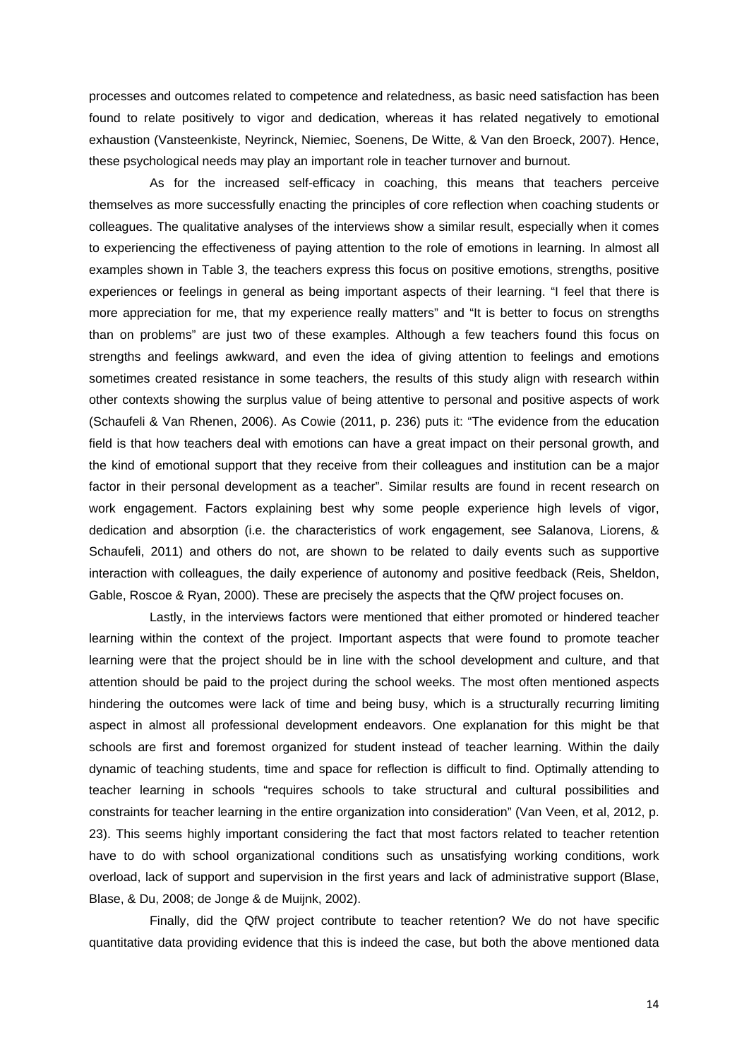processes and outcomes related to competence and relatedness, as basic need satisfaction has been found to relate positively to vigor and dedication, whereas it has related negatively to emotional exhaustion (Vansteenkiste, Neyrinck, Niemiec, Soenens, De Witte, & Van den Broeck, 2007). Hence, these psychological needs may play an important role in teacher turnover and burnout.

As for the increased self-efficacy in coaching, this means that teachers perceive themselves as more successfully enacting the principles of core reflection when coaching students or colleagues. The qualitative analyses of the interviews show a similar result, especially when it comes to experiencing the effectiveness of paying attention to the role of emotions in learning. In almost all examples shown in Table 3, the teachers express this focus on positive emotions, strengths, positive experiences or feelings in general as being important aspects of their learning. "I feel that there is more appreciation for me, that my experience really matters" and "It is better to focus on strengths than on problems" are just two of these examples. Although a few teachers found this focus on strengths and feelings awkward, and even the idea of giving attention to feelings and emotions sometimes created resistance in some teachers, the results of this study align with research within other contexts showing the surplus value of being attentive to personal and positive aspects of work (Schaufeli & Van Rhenen, 2006). As Cowie (2011, p. 236) puts it: "The evidence from the education field is that how teachers deal with emotions can have a great impact on their personal growth, and the kind of emotional support that they receive from their colleagues and institution can be a major factor in their personal development as a teacher". Similar results are found in recent research on work engagement. Factors explaining best why some people experience high levels of vigor, dedication and absorption (i.e. the characteristics of work engagement, see Salanova, Liorens, & Schaufeli, 2011) and others do not, are shown to be related to daily events such as supportive interaction with colleagues, the daily experience of autonomy and positive feedback (Reis, Sheldon, Gable, Roscoe & Ryan, 2000). These are precisely the aspects that the QfW project focuses on.

Lastly, in the interviews factors were mentioned that either promoted or hindered teacher learning within the context of the project. Important aspects that were found to promote teacher learning were that the project should be in line with the school development and culture, and that attention should be paid to the project during the school weeks. The most often mentioned aspects hindering the outcomes were lack of time and being busy, which is a structurally recurring limiting aspect in almost all professional development endeavors. One explanation for this might be that schools are first and foremost organized for student instead of teacher learning. Within the daily dynamic of teaching students, time and space for reflection is difficult to find. Optimally attending to teacher learning in schools "requires schools to take structural and cultural possibilities and constraints for teacher learning in the entire organization into consideration" (Van Veen, et al, 2012, p. 23). This seems highly important considering the fact that most factors related to teacher retention have to do with school organizational conditions such as unsatisfying working conditions, work overload, lack of support and supervision in the first years and lack of administrative support (Blase, Blase, & Du, 2008; de Jonge & de Muijnk, 2002).

Finally, did the QfW project contribute to teacher retention? We do not have specific quantitative data providing evidence that this is indeed the case, but both the above mentioned data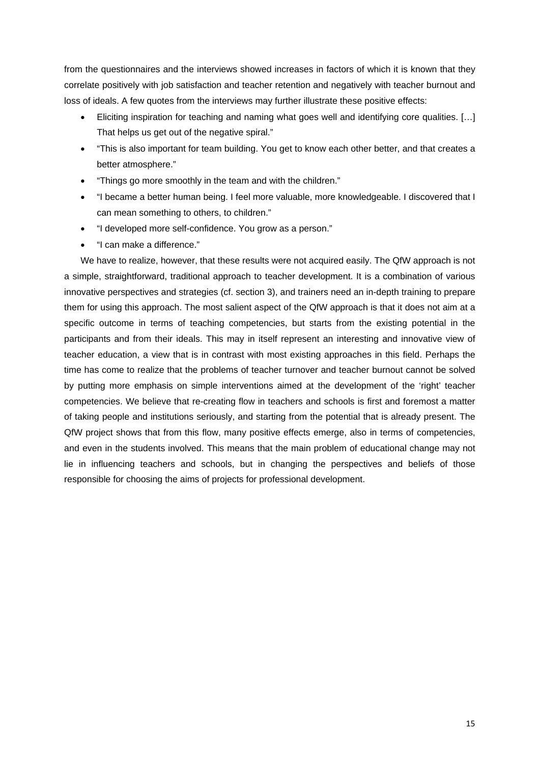from the questionnaires and the interviews showed increases in factors of which it is known that they correlate positively with job satisfaction and teacher retention and negatively with teacher burnout and loss of ideals. A few quotes from the interviews may further illustrate these positive effects:

- Eliciting inspiration for teaching and naming what goes well and identifying core qualities. […] That helps us get out of the negative spiral."
- "This is also important for team building. You get to know each other better, and that creates a better atmosphere."
- "Things go more smoothly in the team and with the children."
- "I became a better human being. I feel more valuable, more knowledgeable. I discovered that I can mean something to others, to children."
- "I developed more self-confidence. You grow as a person."
- "I can make a difference."

We have to realize, however, that these results were not acquired easily. The QfW approach is not a simple, straightforward, traditional approach to teacher development. It is a combination of various innovative perspectives and strategies (cf. section 3), and trainers need an in-depth training to prepare them for using this approach. The most salient aspect of the QfW approach is that it does not aim at a specific outcome in terms of teaching competencies, but starts from the existing potential in the participants and from their ideals. This may in itself represent an interesting and innovative view of teacher education, a view that is in contrast with most existing approaches in this field. Perhaps the time has come to realize that the problems of teacher turnover and teacher burnout cannot be solved by putting more emphasis on simple interventions aimed at the development of the 'right' teacher competencies. We believe that re-creating flow in teachers and schools is first and foremost a matter of taking people and institutions seriously, and starting from the potential that is already present. The QfW project shows that from this flow, many positive effects emerge, also in terms of competencies, and even in the students involved. This means that the main problem of educational change may not lie in influencing teachers and schools, but in changing the perspectives and beliefs of those responsible for choosing the aims of projects for professional development.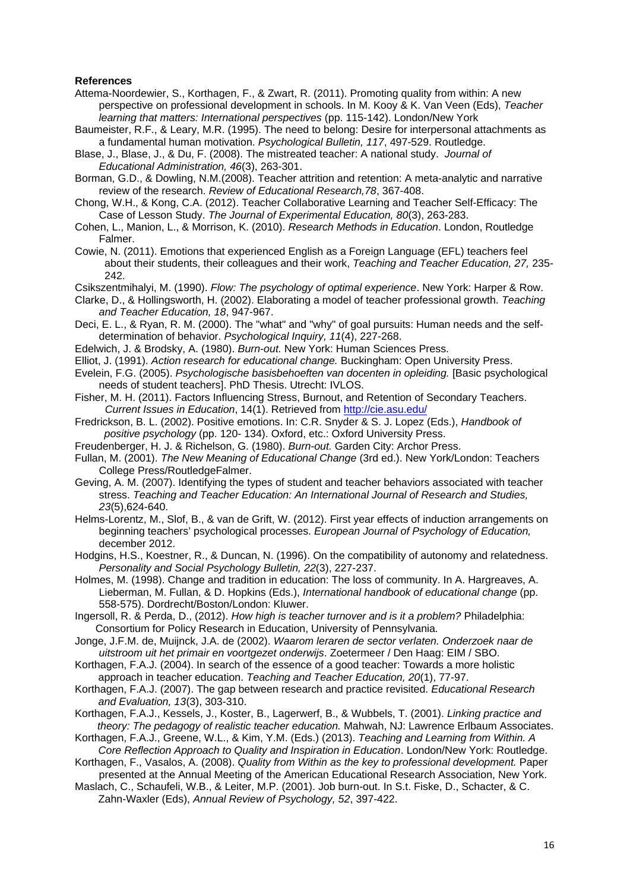**References**

Attema-Noordewier, S., Korthagen, F., & Zwart, R. (2011). Promoting quality from within: A new perspective on professional development in schools. In M. Kooy & K. Van Veen (Eds), *Teacher learning that matters: International perspectives* (pp. 115-142). London/New York

Baumeister, R.F., & Leary, M.R. (1995). The need to belong: Desire for interpersonal attachments as a fundamental human motivation. *Psychological Bulletin, 117*, 497-529. Routledge.

Blase, J., Blase, J., & Du, F. (2008). The mistreated teacher: A national study. *Journal of Educational Administration, 46*(3), 263-301.

Borman, G.D., & Dowling, N.M.(2008). Teacher attrition and retention: A meta-analytic and narrative review of the research. *Review of Educational Research,78*, 367-408.

Chong, W.H., & Kong, C.A. (2012). Teacher Collaborative Learning and Teacher Self-Efficacy: The Case of Lesson Study. *The Journal of Experimental Education, 80*(3), 263-283.

Cohen, L., Manion, L., & Morrison, K. (2010). *Research Methods in Education*. London, Routledge Falmer.

Cowie, N. (2011). Emotions that experienced English as a Foreign Language (EFL) teachers feel about their students, their colleagues and their work, *Teaching and Teacher Education, 27,* 235-242.

Csikszentmihalyi, M. (1990). *Flow: The psychology of optimal experience*. New York: Harper & Row.

Clarke, D., & Hollingsworth, H. (2002). Elaborating a model of teacher professional growth. *Teaching and Teacher Education, 18*, 947-967.

Deci, E. L., & Ryan, R. M. (2000). The "what" and "why" of goal pursuits: Human needs and the self-determination of behavior. *Psychological Inquiry, 11*(4), 227-268.

Edelwich, J. & Brodsky, A. (1980). *Burn-out.* New York: Human Sciences Press.

Elliot, J. (1991). *Action research for educational change.* Buckingham: Open University Press.

Evelein, F.G. (2005). *Psychologische basisbehoeften van docenten in opleiding.* [Basic psychological needs of student teachers]. PhD Thesis. Utrecht: IVLOS.

Fisher, M. H. (2011). Factors Influencing Stress, Burnout, and Retention of Secondary Teachers. *Current Issues in Education*, 14(1). Retrieved from http://cie.asu.edu/

Fredrickson, B. L. (2002). Positive emotions. In: C.R. Snyder & S. J. Lopez (Eds.), *Handbook of positive psychology* (pp. 120- 134). Oxford, etc.: Oxford University Press.

Freudenberger, H. J. & Richelson, G. (1980). *Burn-out.* Garden City: Archor Press.

Fullan, M. (2001). *The New Meaning of Educational Change* (3rd ed.). New York/London: Teachers College Press/RoutledgeFalmer.

Geving, A. M. (2007). Identifying the types of student and teacher behaviors associated with teacher stress. *Teaching and Teacher Education: An International Journal of Research and Studies, 23*(5),624-640.

Helms-Lorentz, M., Slof, B., & van de Grift, W. (2012). First year effects of induction arrangements on beginning teachers' psychological processes. *European Journal of Psychology of Education,* december 2012.

Hodgins, H.S., Koestner, R., & Duncan, N. (1996). On the compatibility of autonomy and relatedness. *Personality and Social Psychology Bulletin, 22*(3), 227-237.

Holmes, M. (1998). Change and tradition in education: The loss of community. In A. Hargreaves, A. Lieberman, M. Fullan, & D. Hopkins (Eds.), *International handbook of educational change* (pp. 558-575). Dordrecht/Boston/London: Kluwer.

Ingersoll, R. & Perda, D., (2012). *How high is teacher turnover and is it a problem?* Philadelphia: Consortium for Policy Research in Education, University of Pennsylvania*.*

Jonge, J.F.M. de, Muijnck, J.A. de (2002). *Waarom leraren de sector verlaten. Onderzoek naar de uitstroom uit het primair en voortgezet onderwijs*. Zoetermeer / Den Haag: EIM / SBO.

Korthagen, F.A.J. (2004). In search of the essence of a good teacher: Towards a more holistic approach in teacher education. *Teaching and Teacher Education, 20*(1), 77-97.

Korthagen, F.A.J. (2007). The gap between research and practice revisited. *Educational Research and Evaluation, 13*(3), 303-310.

Korthagen, F.A.J., Kessels, J., Koster, B., Lagerwerf, B., & Wubbels, T. (2001). *Linking practice and theory: The pedagogy of realistic teacher education.* Mahwah, NJ: Lawrence Erlbaum Associates.

Korthagen, F.A.J., Greene, W.L., & Kim, Y.M. (Eds.) (2013). *Teaching and Learning from Within. A Core Reflection Approach to Quality and Inspiration in Education*. London/New York: Routledge.

Korthagen, F., Vasalos, A. (2008). *Quality from Within as the key to professional development.* Paper presented at the Annual Meeting of the American Educational Research Association, New York.

Maslach, C., Schaufeli, W.B., & Leiter, M.P. (2001). Job burn-out. In S.t. Fiske, D., Schacter, & C. Zahn-Waxler (Eds), *Annual Review of Psychology, 52*, 397-422.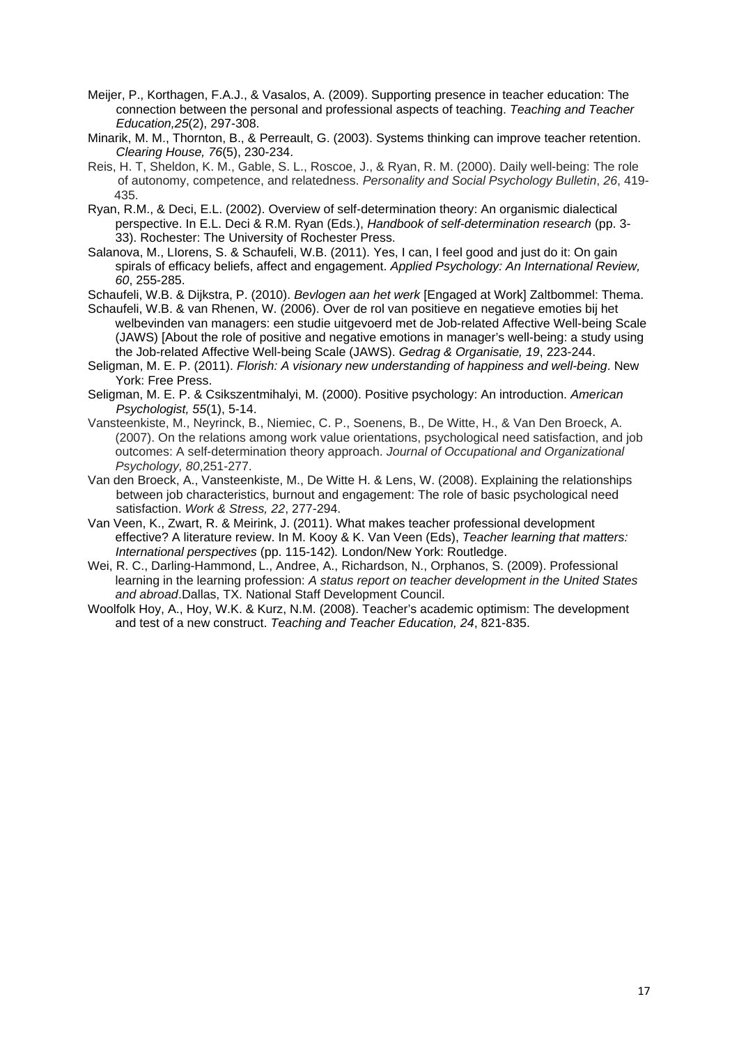Meijer, P., Korthagen, F.A.J., & Vasalos, A. (2009). Supporting presence in teacher education: The connection between the personal and professional aspects of teaching. *Teaching and Teacher Education,25*(2), 297-308.

Minarik, M. M., Thornton, B., & Perreault, G. (2003). Systems thinking can improve teacher retention. *Clearing House, 76*(5), 230-234.

Reis, H. T, Sheldon, K. M., Gable, S. L., Roscoe, J., & Ryan, R. M. (2000). Daily well-being: The role of autonomy, competence, and relatedness. *Personality and Social Psychology Bulletin*, *26*, 419-435.

Ryan, R.M., & Deci, E.L. (2002). Overview of self-determination theory: An organismic dialectical perspective. In E.L. Deci & R.M. Ryan (Eds.), *Handbook of self-determination research* (pp. 3-33). Rochester: The University of Rochester Press.

Salanova, M., LIorens, S. & Schaufeli, W.B. (2011). Yes, I can, I feel good and just do it: On gain spirals of efficacy beliefs, affect and engagement. *Applied Psychology: An International Review, 60*, 255-285.

Schaufeli, W.B. & Dijkstra, P. (2010). *Bevlogen aan het werk* [Engaged at Work] Zaltbommel: Thema.

Schaufeli, W.B. & van Rhenen, W. (2006). Over de rol van positieve en negatieve emoties bij het welbevinden van managers: een studie uitgevoerd met de Job-related Affective Well-being Scale (JAWS) [About the role of positive and negative emotions in manager's well-being: a study using the Job-related Affective Well-being Scale (JAWS). *Gedrag & Organisatie, 19*, 223-244.

Seligman, M. E. P. (2011). *Florish: A visionary new understanding of happiness and well-being*. New York: Free Press.

Seligman, M. E. P. & Csikszentmihalyi, M. (2000). Positive psychology: An introduction. *American Psychologist, 55*(1), 5-14.

Vansteenkiste, M., Neyrinck, B., Niemiec, C. P., Soenens, B., De Witte, H., & Van Den Broeck, A. (2007). On the relations among work value orientations, psychological need satisfaction, and job outcomes: A self-determination theory approach. *Journal of Occupational and Organizational Psychology, 80*,251-277.

Van den Broeck, A., Vansteenkiste, M., De Witte H. & Lens, W. (2008). Explaining the relationships between job characteristics, burnout and engagement: The role of basic psychological need satisfaction. *Work & Stress, 22*, 277-294.

Van Veen, K., Zwart, R. & Meirink, J. (2011). What makes teacher professional development effective? A literature review. In M. Kooy & K. Van Veen (Eds), *Teacher learning that matters: International perspectives* (pp. 115-142). London/New York: Routledge.

Wei, R. C., Darling-Hammond, L., Andree, A., Richardson, N., Orphanos, S. (2009). Professional learning in the learning profession: *A status report on teacher development in the United States and abroad*.Dallas, TX. National Staff Development Council.

Woolfolk Hoy, A., Hoy, W.K. & Kurz, N.M. (2008). Teacher's academic optimism: The development and test of a new construct. *Teaching and Teacher Education, 24*, 821-835.